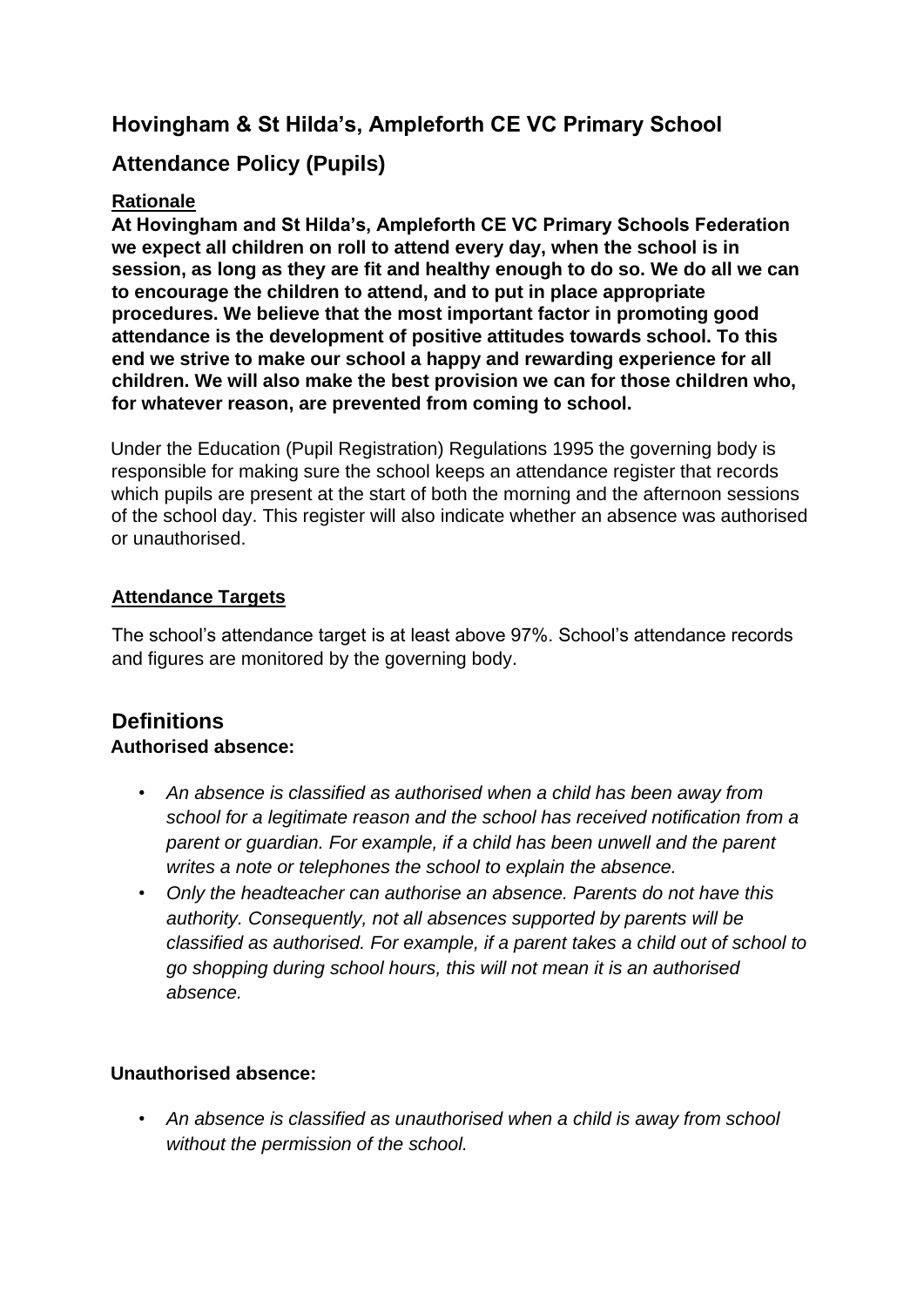# Hovingham & St Hilda's, Ampleforth CE VC Primary School

## Attendance Policy (Pupils)

### Rationale

**At Hovingham and St Hilda's, Ampleforth CE VC Primary Schools Federation we expect all children on roll to attend every day, when the school is in session, as long as they are fit and healthy enough to do so. We do all we can to encourage the children to attend, and to put in place appropriate procedures. We believe that the most important factor in promoting good attendance is the development of positive attitudes towards school. To this end we strive to make our school a happy and rewarding experience for all children. We will also make the best provision we can for those children who, for whatever reason, are prevented from coming to school.**

Under the Education (Pupil Registration) Regulations 1995 the governing body is responsible for making sure the school keeps an attendance register that records which pupils are present at the start of both the morning and the afternoon sessions of the school day. This register will also indicate whether an absence was authorised or unauthorised.

### Attendance Targets

The school's attendance target is at least above 97%. School's attendance records and figures are monitored by the governing body.

## Definitions

**Authorised absence:**

- *An absence is classified as authorised when a child has been away from school for a legitimate reason and the school has received notification from a parent or guardian. For example, if a child has been unwell and the parent writes a note or telephones the school to explain the absence.*
- *Only the headteacher can authorise an absence. Parents do not have this authority. Consequently, not all absences supported by parents will be classified as authorised. For example, if a parent takes a child out of school to go shopping during school hours, this will not mean it is an authorised absence.*

**Unauthorised absence:**

- *An absence is classified as unauthorised when a child is away from school without the permission of the school.*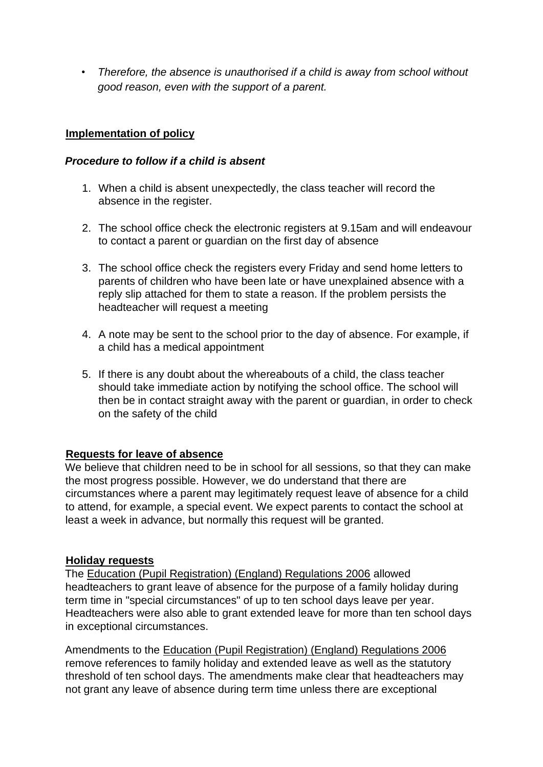- *Therefore, the absence is unauthorised if a child is away from school without good reason, even with the support of a parent.*

## Implementation of policy

### *Procedure to follow if a child is absent*

1. When a child is absent unexpectedly, the class teacher will record the absence in the register.

2. The school office check the electronic registers at 9.15am and will endeavour to contact a parent or guardian on the first day of absence

3. The school office check the registers every Friday and send home letters to parents of children who have been late or have unexplained absence with a reply slip attached for them to state a reason. If the problem persists the headteacher will request a meeting

4. A note may be sent to the school prior to the day of absence. For example, if a child has a medical appointment

5. If there is any doubt about the whereabouts of a child, the class teacher should take immediate action by notifying the school office. The school will then be in contact straight away with the parent or guardian, in order to check on the safety of the child

## Requests for leave of absence

We believe that children need to be in school for all sessions, so that they can make the most progress possible. However, we do understand that there are circumstances where a parent may legitimately request leave of absence for a child to attend, for example, a special event. We expect parents to contact the school at least a week in advance, but normally this request will be granted.

## Holiday requests

The Education (Pupil Registration) (England) Regulations 2006 allowed headteachers to grant leave of absence for the purpose of a family holiday during term time in "special circumstances" of up to ten school days leave per year. Headteachers were also able to grant extended leave for more than ten school days in exceptional circumstances.

Amendments to the Education (Pupil Registration) (England) Regulations 2006 remove references to family holiday and extended leave as well as the statutory threshold of ten school days. The amendments make clear that headteachers may not grant any leave of absence during term time unless there are exceptional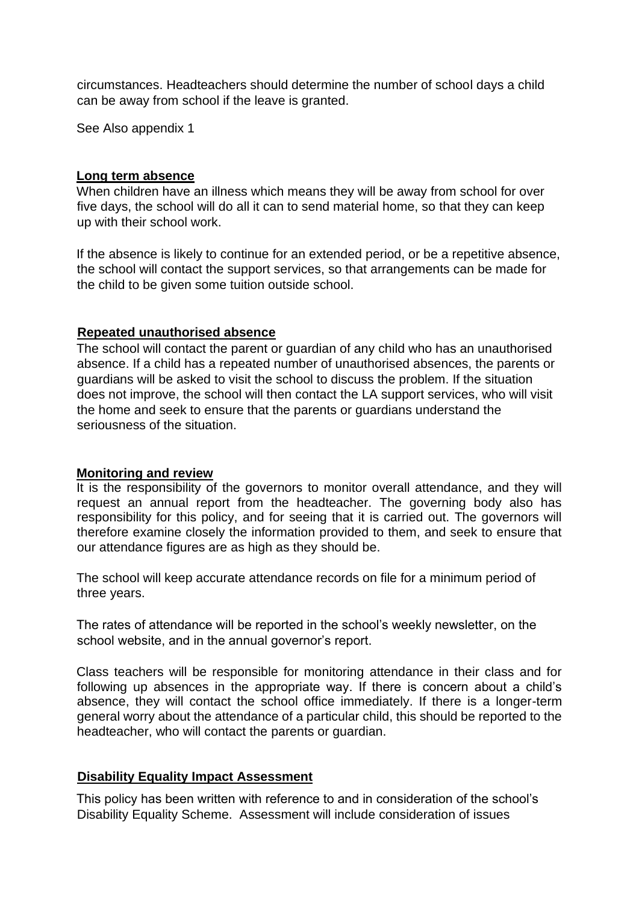circumstances. Headteachers should determine the number of school days a child can be away from school if the leave is granted.

See Also appendix 1

## Long term absence

When children have an illness which means they will be away from school for over five days, the school will do all it can to send material home, so that they can keep up with their school work.

If the absence is likely to continue for an extended period, or be a repetitive absence, the school will contact the support services, so that arrangements can be made for the child to be given some tuition outside school.

## Repeated unauthorised absence

The school will contact the parent or guardian of any child who has an unauthorised absence. If a child has a repeated number of unauthorised absences, the parents or guardians will be asked to visit the school to discuss the problem. If the situation does not improve, the school will then contact the LA support services, who will visit the home and seek to ensure that the parents or guardians understand the seriousness of the situation.

## Monitoring and review

It is the responsibility of the governors to monitor overall attendance, and they will request an annual report from the headteacher. The governing body also has responsibility for this policy, and for seeing that it is carried out. The governors will therefore examine closely the information provided to them, and seek to ensure that our attendance figures are as high as they should be.

The school will keep accurate attendance records on file for a minimum period of three years.

The rates of attendance will be reported in the school's weekly newsletter, on the school website, and in the annual governor's report.

Class teachers will be responsible for monitoring attendance in their class and for following up absences in the appropriate way. If there is concern about a child's absence, they will contact the school office immediately. If there is a longer-term general worry about the attendance of a particular child, this should be reported to the headteacher, who will contact the parents or guardian.

## Disability Equality Impact Assessment

This policy has been written with reference to and in consideration of the school's Disability Equality Scheme. Assessment will include consideration of issues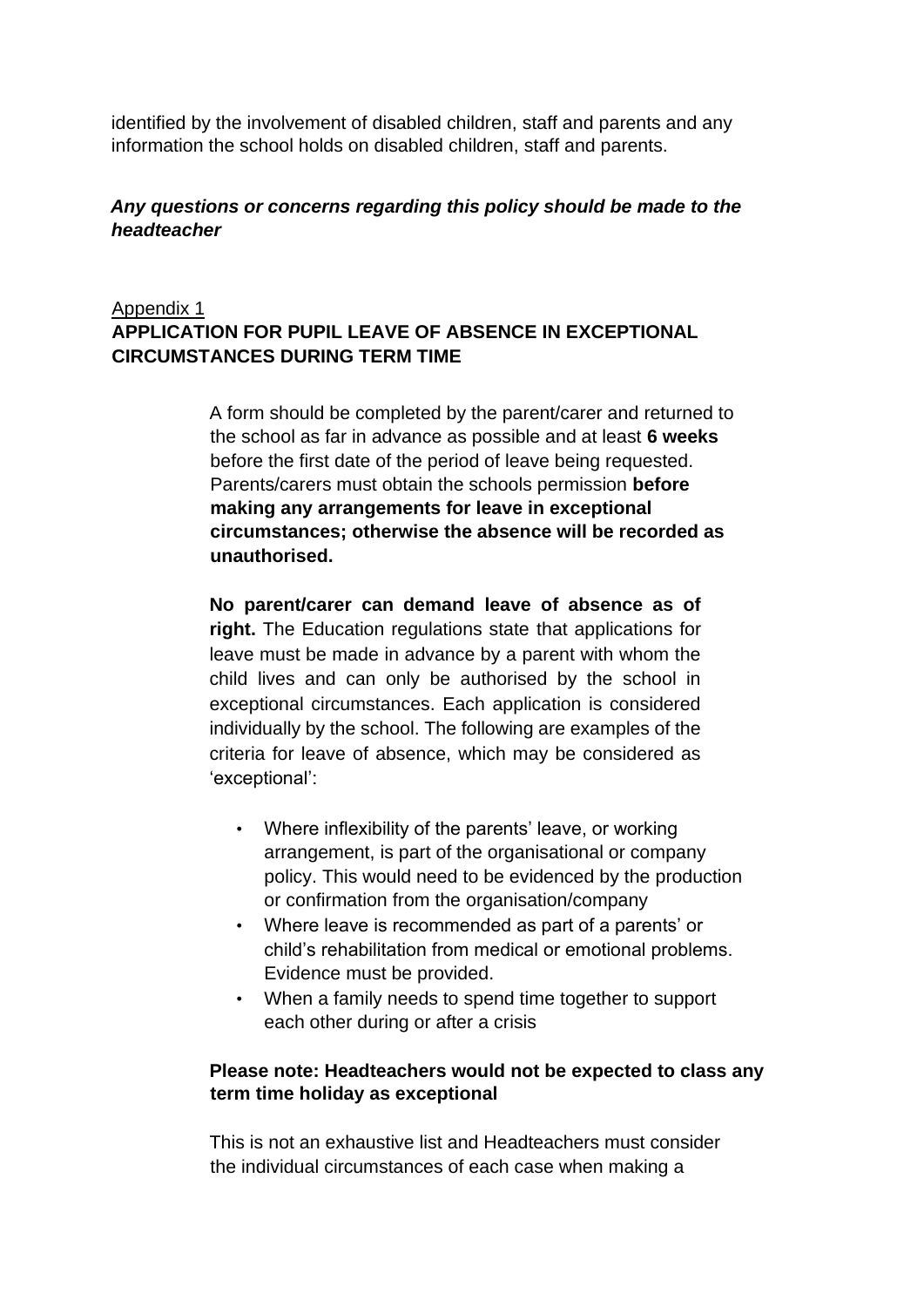identified by the involvement of disabled children, staff and parents and any information the school holds on disabled children, staff and parents.

***Any questions or concerns regarding this policy should be made to the headteacher***

Appendix 1

## APPLICATION FOR PUPIL LEAVE OF ABSENCE IN EXCEPTIONAL CIRCUMSTANCES DURING TERM TIME

A form should be completed by the parent/carer and returned to the school as far in advance as possible and at least **6 weeks** before the first date of the period of leave being requested. Parents/carers must obtain the schools permission **before making any arrangements for leave in exceptional circumstances; otherwise the absence will be recorded as unauthorised.**

**No parent/carer can demand leave of absence as of right.** The Education regulations state that applications for leave must be made in advance by a parent with whom the child lives and can only be authorised by the school in exceptional circumstances. Each application is considered individually by the school. The following are examples of the criteria for leave of absence, which may be considered as 'exceptional':

- Where inflexibility of the parents' leave, or working arrangement, is part of the organisational or company policy. This would need to be evidenced by the production or confirmation from the organisation/company
- Where leave is recommended as part of a parents' or child's rehabilitation from medical or emotional problems. Evidence must be provided.
- When a family needs to spend time together to support each other during or after a crisis

**Please note: Headteachers would not be expected to class any term time holiday as exceptional**

This is not an exhaustive list and Headteachers must consider the individual circumstances of each case when making a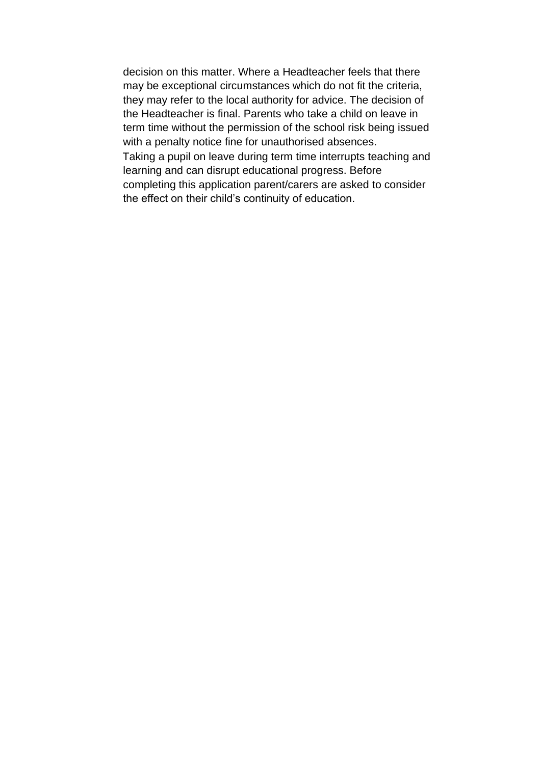decision on this matter. Where a Headteacher feels that there may be exceptional circumstances which do not fit the criteria, they may refer to the local authority for advice. The decision of the Headteacher is final. Parents who take a child on leave in term time without the permission of the school risk being issued with a penalty notice fine for unauthorised absences.

Taking a pupil on leave during term time interrupts teaching and learning and can disrupt educational progress. Before completing this application parent/carers are asked to consider the effect on their child's continuity of education.